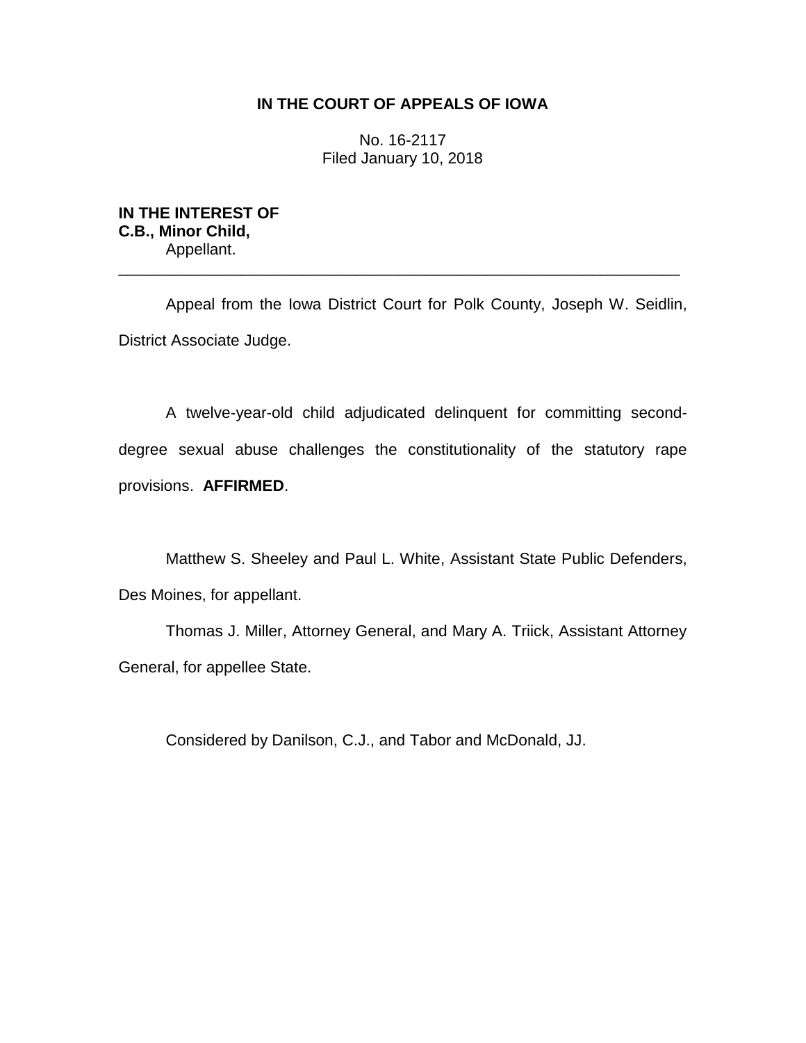**IN THE COURT OF APPEALS OF IOWA**

No. 16-2117
Filed January 10, 2018

**IN THE INTEREST OF**
**C.B., Minor Child,**
Appellant.

---

Appeal from the Iowa District Court for Polk County, Joseph W. Seidlin, District Associate Judge.

A twelve-year-old child adjudicated delinquent for committing second-degree sexual abuse challenges the constitutionality of the statutory rape provisions. **AFFIRMED**.

Matthew S. Sheeley and Paul L. White, Assistant State Public Defenders, Des Moines, for appellant.

Thomas J. Miller, Attorney General, and Mary A. Triick, Assistant Attorney General, for appellee State.

Considered by Danilson, C.J., and Tabor and McDonald, JJ.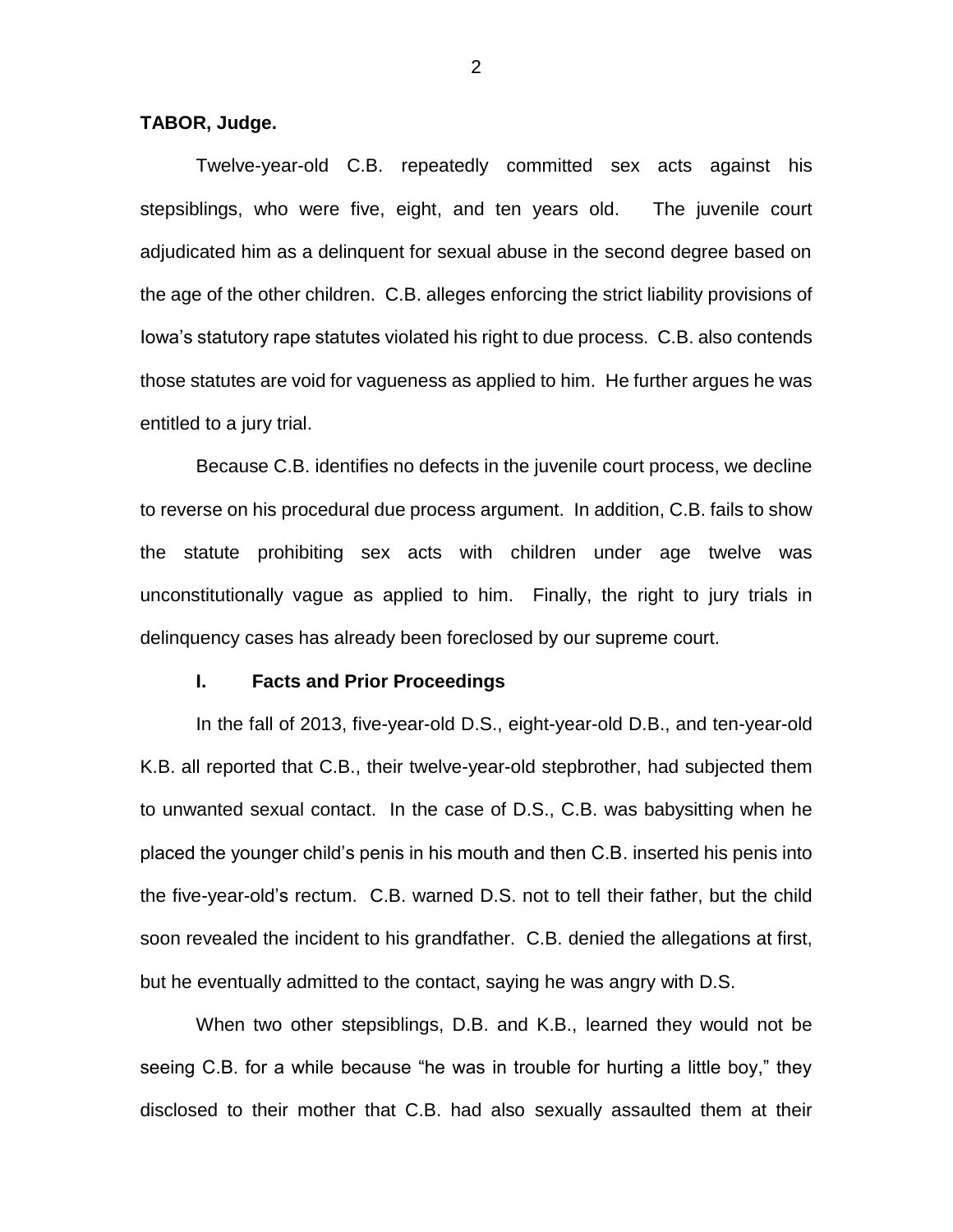**TABOR, Judge.**

Twelve-year-old C.B. repeatedly committed sex acts against his stepsiblings, who were five, eight, and ten years old. The juvenile court adjudicated him as a delinquent for sexual abuse in the second degree based on the age of the other children. C.B. alleges enforcing the strict liability provisions of Iowa's statutory rape statutes violated his right to due process. C.B. also contends those statutes are void for vagueness as applied to him. He further argues he was entitled to a jury trial.

Because C.B. identifies no defects in the juvenile court process, we decline to reverse on his procedural due process argument. In addition, C.B. fails to show the statute prohibiting sex acts with children under age twelve was unconstitutionally vague as applied to him. Finally, the right to jury trials in delinquency cases has already been foreclosed by our supreme court.

## I. Facts and Prior Proceedings

In the fall of 2013, five-year-old D.S., eight-year-old D.B., and ten-year-old K.B. all reported that C.B., their twelve-year-old stepbrother, had subjected them to unwanted sexual contact. In the case of D.S., C.B. was babysitting when he placed the younger child's penis in his mouth and then C.B. inserted his penis into the five-year-old's rectum. C.B. warned D.S. not to tell their father, but the child soon revealed the incident to his grandfather. C.B. denied the allegations at first, but he eventually admitted to the contact, saying he was angry with D.S.

When two other stepsiblings, D.B. and K.B., learned they would not be seeing C.B. for a while because "he was in trouble for hurting a little boy," they disclosed to their mother that C.B. had also sexually assaulted them at their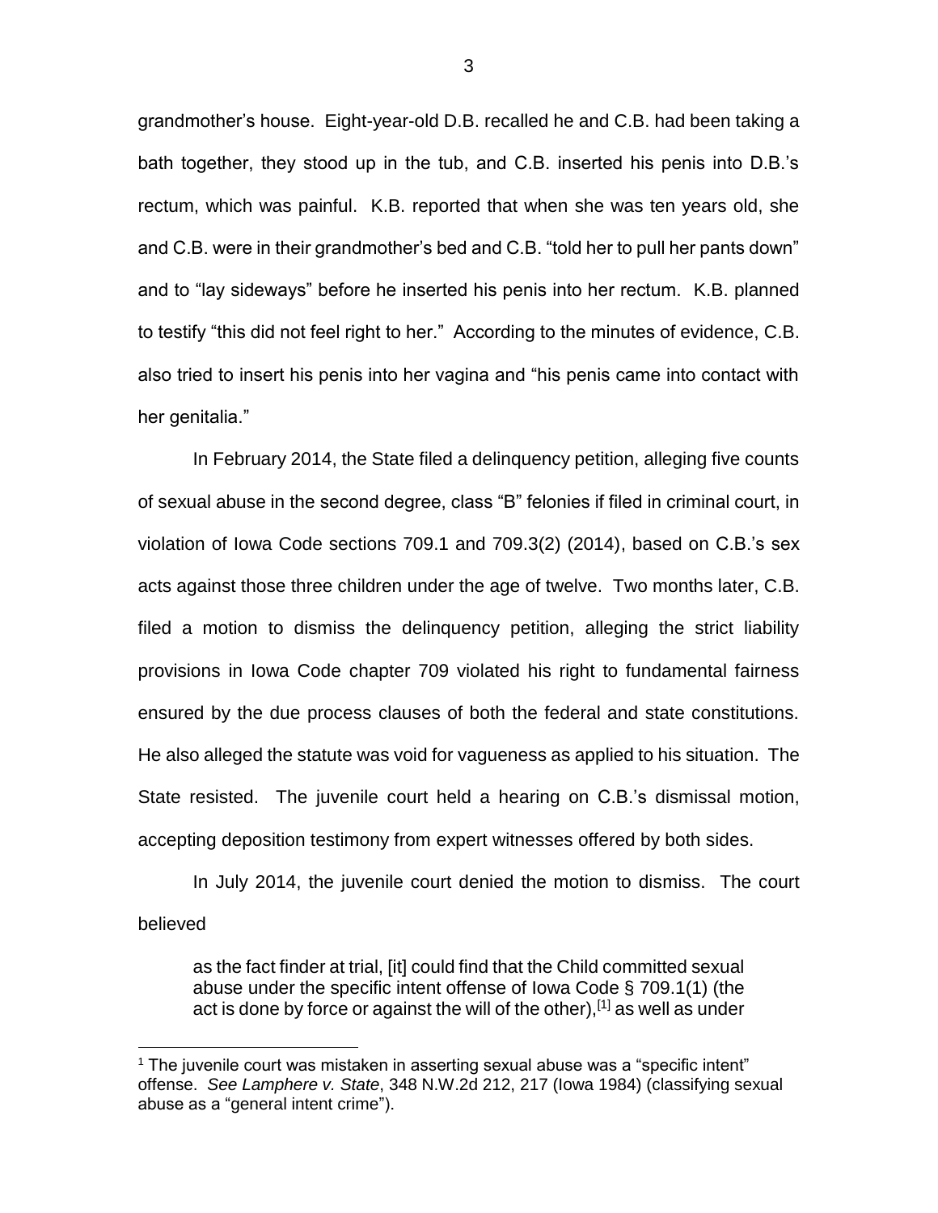grandmother's house. Eight-year-old D.B. recalled he and C.B. had been taking a bath together, they stood up in the tub, and C.B. inserted his penis into D.B.'s rectum, which was painful. K.B. reported that when she was ten years old, she and C.B. were in their grandmother's bed and C.B. "told her to pull her pants down" and to "lay sideways" before he inserted his penis into her rectum. K.B. planned to testify "this did not feel right to her." According to the minutes of evidence, C.B. also tried to insert his penis into her vagina and "his penis came into contact with her genitalia."

In February 2014, the State filed a delinquency petition, alleging five counts of sexual abuse in the second degree, class "B" felonies if filed in criminal court, in violation of Iowa Code sections 709.1 and 709.3(2) (2014), based on C.B.'s sex acts against those three children under the age of twelve. Two months later, C.B. filed a motion to dismiss the delinquency petition, alleging the strict liability provisions in Iowa Code chapter 709 violated his right to fundamental fairness ensured by the due process clauses of both the federal and state constitutions. He also alleged the statute was void for vagueness as applied to his situation. The State resisted. The juvenile court held a hearing on C.B.'s dismissal motion, accepting deposition testimony from expert witnesses offered by both sides.

In July 2014, the juvenile court denied the motion to dismiss. The court believed

> as the fact finder at trial, [it] could find that the Child committed sexual abuse under the specific intent offense of Iowa Code § 709.1(1) (the act is done by force or against the will of the other),[1] as well as under

[1] The juvenile court was mistaken in asserting sexual abuse was a "specific intent" offense. *See Lamphere v. State*, 348 N.W.2d 212, 217 (Iowa 1984) (classifying sexual abuse as a "general intent crime").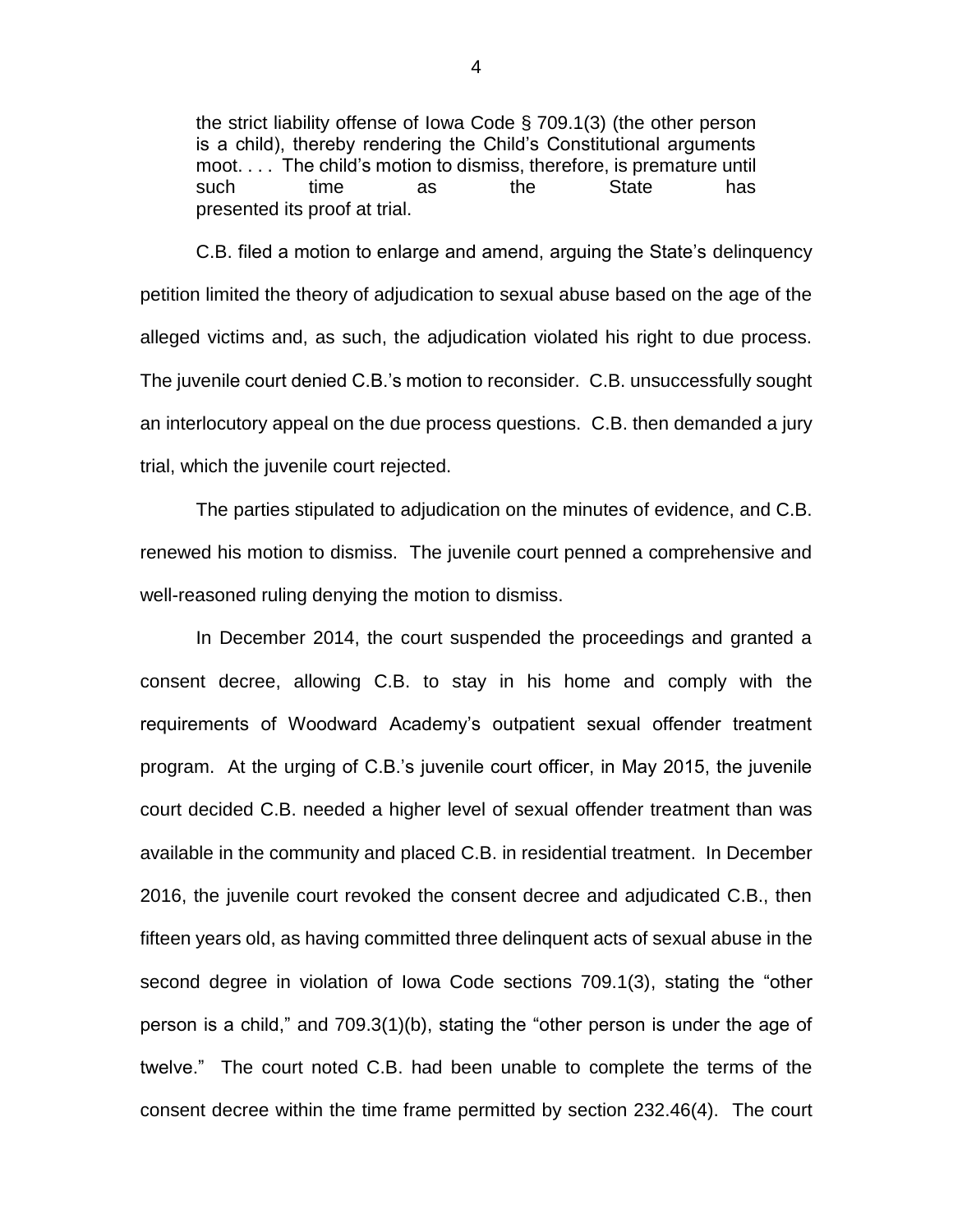> the strict liability offense of Iowa Code § 709.1(3) (the other person is a child), thereby rendering the Child's Constitutional arguments moot. . . . The child's motion to dismiss, therefore, is premature until such time as the State has presented its proof at trial.

C.B. filed a motion to enlarge and amend, arguing the State's delinquency petition limited the theory of adjudication to sexual abuse based on the age of the alleged victims and, as such, the adjudication violated his right to due process. The juvenile court denied C.B.'s motion to reconsider. C.B. unsuccessfully sought an interlocutory appeal on the due process questions. C.B. then demanded a jury trial, which the juvenile court rejected.

The parties stipulated to adjudication on the minutes of evidence, and C.B. renewed his motion to dismiss. The juvenile court penned a comprehensive and well-reasoned ruling denying the motion to dismiss.

In December 2014, the court suspended the proceedings and granted a consent decree, allowing C.B. to stay in his home and comply with the requirements of Woodward Academy's outpatient sexual offender treatment program. At the urging of C.B.'s juvenile court officer, in May 2015, the juvenile court decided C.B. needed a higher level of sexual offender treatment than was available in the community and placed C.B. in residential treatment. In December 2016, the juvenile court revoked the consent decree and adjudicated C.B., then fifteen years old, as having committed three delinquent acts of sexual abuse in the second degree in violation of Iowa Code sections 709.1(3), stating the "other person is a child," and 709.3(1)(b), stating the "other person is under the age of twelve." The court noted C.B. had been unable to complete the terms of the consent decree within the time frame permitted by section 232.46(4). The court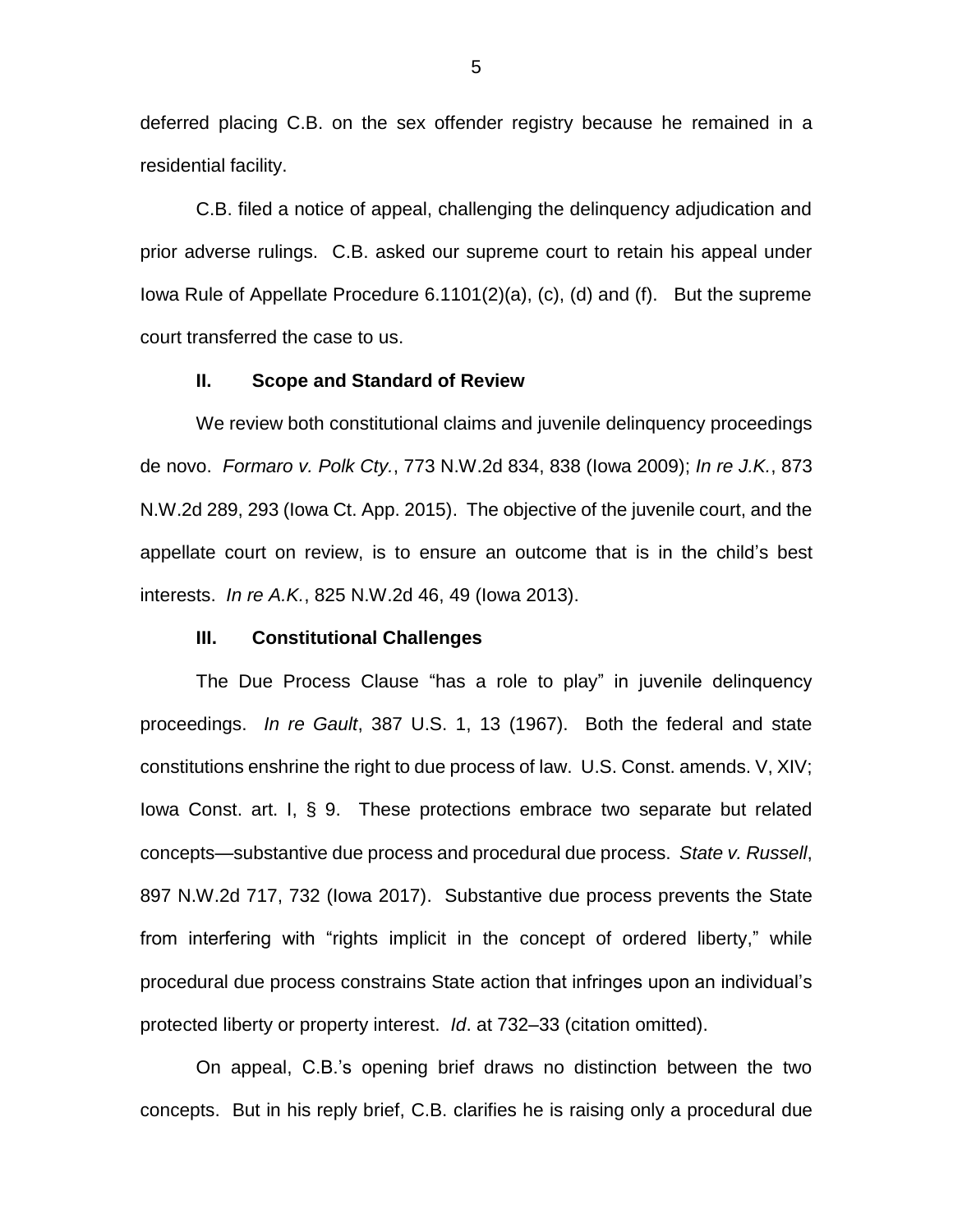deferred placing C.B. on the sex offender registry because he remained in a residential facility.

C.B. filed a notice of appeal, challenging the delinquency adjudication and prior adverse rulings. C.B. asked our supreme court to retain his appeal under Iowa Rule of Appellate Procedure 6.1101(2)(a), (c), (d) and (f). But the supreme court transferred the case to us.

## II. Scope and Standard of Review

We review both constitutional claims and juvenile delinquency proceedings de novo. *Formaro v. Polk Cty.*, 773 N.W.2d 834, 838 (Iowa 2009); *In re J.K.*, 873 N.W.2d 289, 293 (Iowa Ct. App. 2015). The objective of the juvenile court, and the appellate court on review, is to ensure an outcome that is in the child's best interests. *In re A.K.*, 825 N.W.2d 46, 49 (Iowa 2013).

## III. Constitutional Challenges

The Due Process Clause "has a role to play" in juvenile delinquency proceedings. *In re Gault*, 387 U.S. 1, 13 (1967). Both the federal and state constitutions enshrine the right to due process of law. U.S. Const. amends. V, XIV; Iowa Const. art. I, § 9. These protections embrace two separate but related concepts—substantive due process and procedural due process. *State v. Russell*, 897 N.W.2d 717, 732 (Iowa 2017). Substantive due process prevents the State from interfering with "rights implicit in the concept of ordered liberty," while procedural due process constrains State action that infringes upon an individual's protected liberty or property interest. *Id*. at 732–33 (citation omitted).

On appeal, C.B.'s opening brief draws no distinction between the two concepts. But in his reply brief, C.B. clarifies he is raising only a procedural due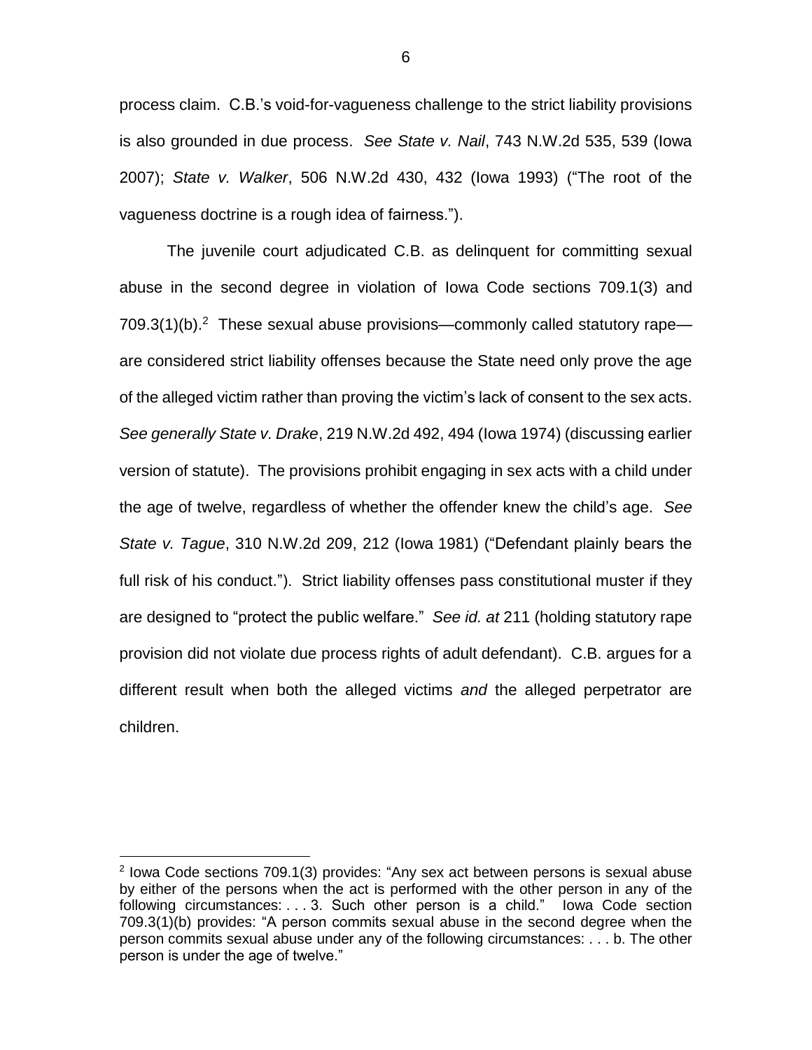process claim. C.B.'s void-for-vagueness challenge to the strict liability provisions is also grounded in due process. *See State v. Nail*, 743 N.W.2d 535, 539 (Iowa 2007); *State v. Walker*, 506 N.W.2d 430, 432 (Iowa 1993) ("The root of the vagueness doctrine is a rough idea of fairness.").

The juvenile court adjudicated C.B. as delinquent for committing sexual abuse in the second degree in violation of Iowa Code sections 709.1(3) and 709.3(1)(b).[2] These sexual abuse provisions—commonly called statutory rape—are considered strict liability offenses because the State need only prove the age of the alleged victim rather than proving the victim's lack of consent to the sex acts. *See generally State v. Drake*, 219 N.W.2d 492, 494 (Iowa 1974) (discussing earlier version of statute). The provisions prohibit engaging in sex acts with a child under the age of twelve, regardless of whether the offender knew the child's age. *See State v. Tague*, 310 N.W.2d 209, 212 (Iowa 1981) ("Defendant plainly bears the full risk of his conduct."). Strict liability offenses pass constitutional muster if they are designed to "protect the public welfare." *See id. at* 211 (holding statutory rape provision did not violate due process rights of adult defendant). C.B. argues for a different result when both the alleged victims *and* the alleged perpetrator are children.

---

[2] Iowa Code sections 709.1(3) provides: "Any sex act between persons is sexual abuse by either of the persons when the act is performed with the other person in any of the following circumstances: . . . 3. Such other person is a child." Iowa Code section 709.3(1)(b) provides: "A person commits sexual abuse in the second degree when the person commits sexual abuse under any of the following circumstances: . . . b. The other person is under the age of twelve."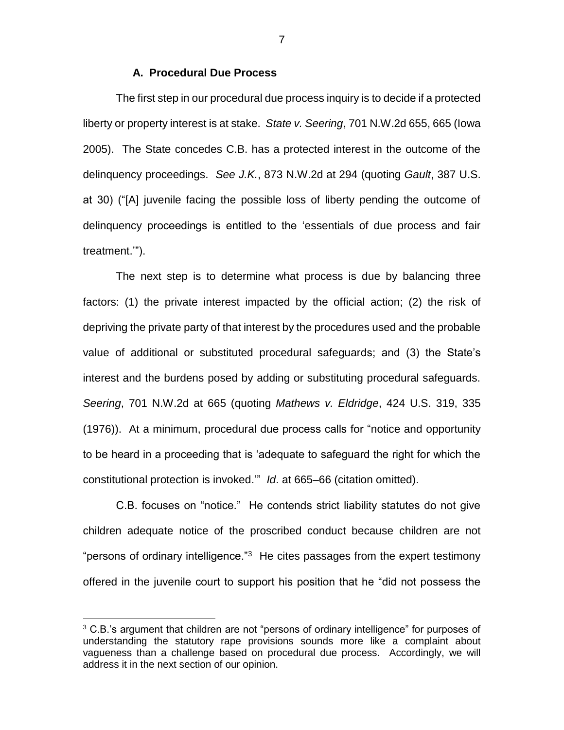### A. Procedural Due Process

The first step in our procedural due process inquiry is to decide if a protected liberty or property interest is at stake. *State v. Seering*, 701 N.W.2d 655, 665 (Iowa 2005). The State concedes C.B. has a protected interest in the outcome of the delinquency proceedings. *See J.K.*, 873 N.W.2d at 294 (quoting *Gault*, 387 U.S. at 30) ("[A] juvenile facing the possible loss of liberty pending the outcome of delinquency proceedings is entitled to the 'essentials of due process and fair treatment.'").

The next step is to determine what process is due by balancing three factors: (1) the private interest impacted by the official action; (2) the risk of depriving the private party of that interest by the procedures used and the probable value of additional or substituted procedural safeguards; and (3) the State's interest and the burdens posed by adding or substituting procedural safeguards. *Seering*, 701 N.W.2d at 665 (quoting *Mathews v. Eldridge*, 424 U.S. 319, 335 (1976)). At a minimum, procedural due process calls for "notice and opportunity to be heard in a proceeding that is 'adequate to safeguard the right for which the constitutional protection is invoked.'" *Id*. at 665–66 (citation omitted).

C.B. focuses on "notice." He contends strict liability statutes do not give children adequate notice of the proscribed conduct because children are not "persons of ordinary intelligence."[3] He cites passages from the expert testimony offered in the juvenile court to support his position that he "did not possess the

[3] C.B.'s argument that children are not "persons of ordinary intelligence" for purposes of understanding the statutory rape provisions sounds more like a complaint about vagueness than a challenge based on procedural due process. Accordingly, we will address it in the next section of our opinion.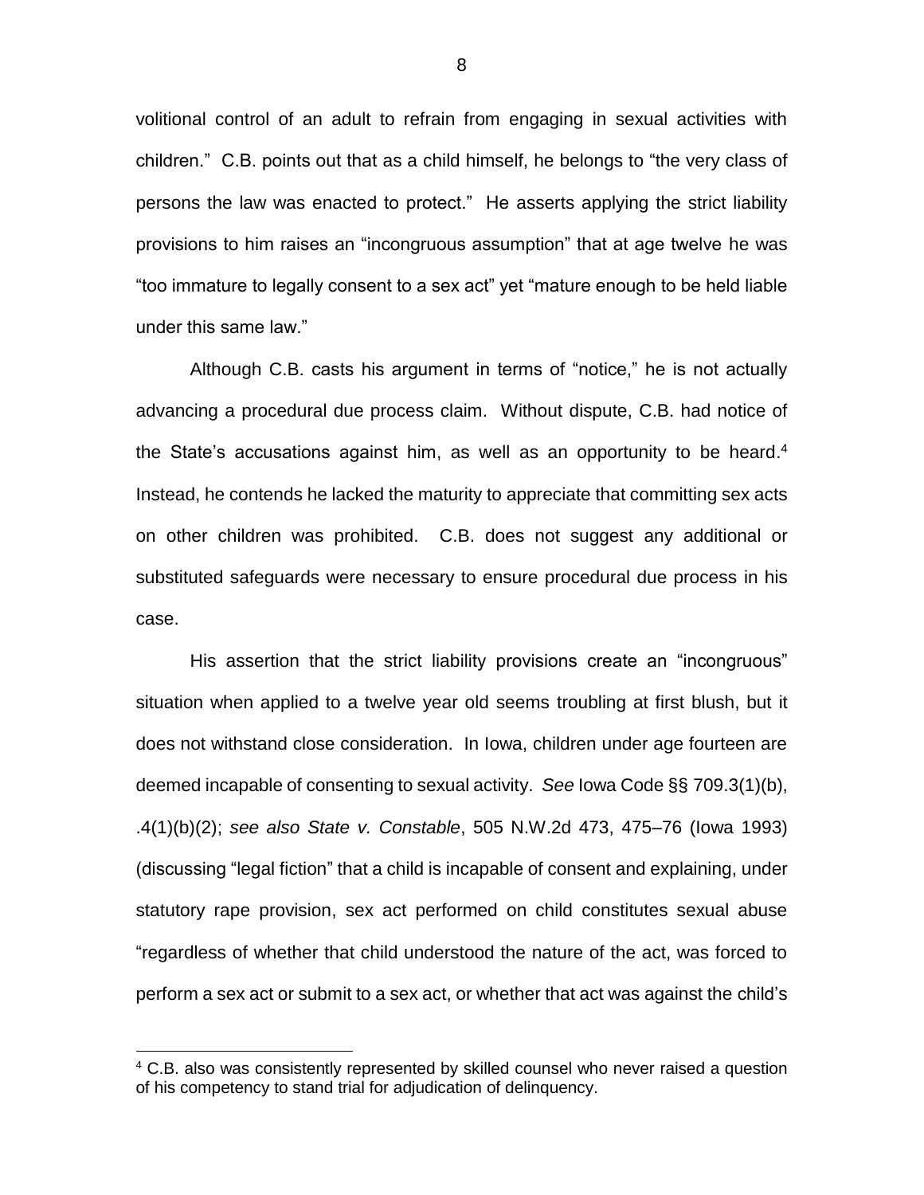volitional control of an adult to refrain from engaging in sexual activities with children." C.B. points out that as a child himself, he belongs to "the very class of persons the law was enacted to protect." He asserts applying the strict liability provisions to him raises an "incongruous assumption" that at age twelve he was "too immature to legally consent to a sex act" yet "mature enough to be held liable under this same law."

Although C.B. casts his argument in terms of "notice," he is not actually advancing a procedural due process claim. Without dispute, C.B. had notice of the State's accusations against him, as well as an opportunity to be heard.[4] Instead, he contends he lacked the maturity to appreciate that committing sex acts on other children was prohibited. C.B. does not suggest any additional or substituted safeguards were necessary to ensure procedural due process in his case.

His assertion that the strict liability provisions create an "incongruous" situation when applied to a twelve year old seems troubling at first blush, but it does not withstand close consideration. In Iowa, children under age fourteen are deemed incapable of consenting to sexual activity. *See* Iowa Code §§ 709.3(1)(b), .4(1)(b)(2); *see also State v. Constable*, 505 N.W.2d 473, 475–76 (Iowa 1993) (discussing "legal fiction" that a child is incapable of consent and explaining, under statutory rape provision, sex act performed on child constitutes sexual abuse "regardless of whether that child understood the nature of the act, was forced to perform a sex act or submit to a sex act, or whether that act was against the child's

---

[4] C.B. also was consistently represented by skilled counsel who never raised a question of his competency to stand trial for adjudication of delinquency.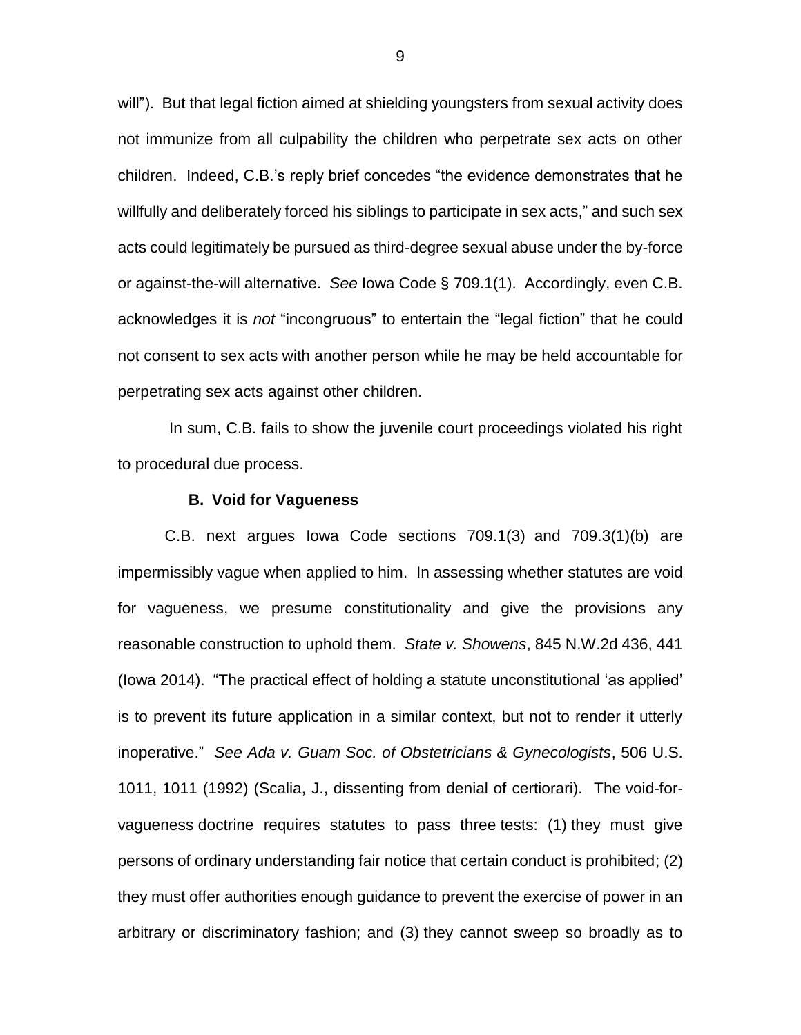will"). But that legal fiction aimed at shielding youngsters from sexual activity does not immunize from all culpability the children who perpetrate sex acts on other children. Indeed, C.B.'s reply brief concedes "the evidence demonstrates that he willfully and deliberately forced his siblings to participate in sex acts," and such sex acts could legitimately be pursued as third-degree sexual abuse under the by-force or against-the-will alternative. *See* Iowa Code § 709.1(1). Accordingly, even C.B. acknowledges it is *not* "incongruous" to entertain the "legal fiction" that he could not consent to sex acts with another person while he may be held accountable for perpetrating sex acts against other children.

In sum, C.B. fails to show the juvenile court proceedings violated his right to procedural due process.

### B. Void for Vagueness

C.B. next argues Iowa Code sections 709.1(3) and 709.3(1)(b) are impermissibly vague when applied to him. In assessing whether statutes are void for vagueness, we presume constitutionality and give the provisions any reasonable construction to uphold them. *State v. Showens*, 845 N.W.2d 436, 441 (Iowa 2014). "The practical effect of holding a statute unconstitutional 'as applied' is to prevent its future application in a similar context, but not to render it utterly inoperative." *See Ada v. Guam Soc. of Obstetricians & Gynecologists*, 506 U.S. 1011, 1011 (1992) (Scalia, J., dissenting from denial of certiorari). The void-for-vagueness doctrine requires statutes to pass three tests: (1) they must give persons of ordinary understanding fair notice that certain conduct is prohibited; (2) they must offer authorities enough guidance to prevent the exercise of power in an arbitrary or discriminatory fashion; and (3) they cannot sweep so broadly as to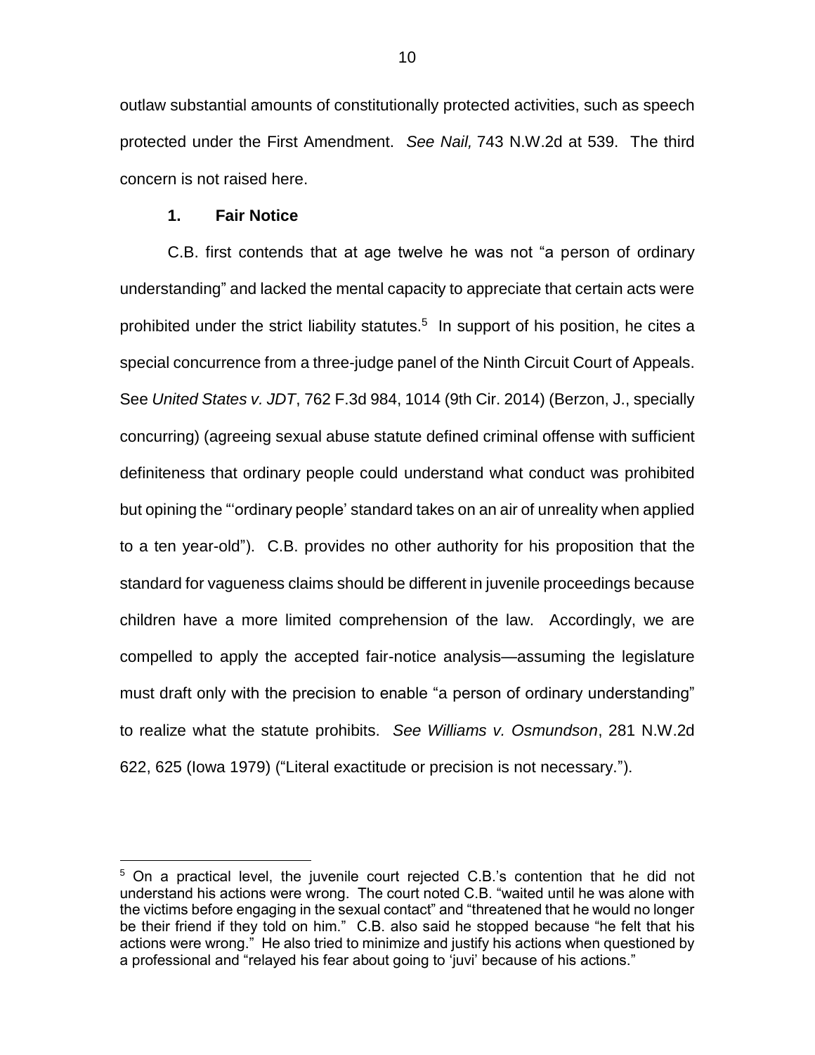outlaw substantial amounts of constitutionally protected activities, such as speech protected under the First Amendment. *See Nail,* 743 N.W.2d at 539. The third concern is not raised here.

### 1. Fair Notice

C.B. first contends that at age twelve he was not "a person of ordinary understanding" and lacked the mental capacity to appreciate that certain acts were prohibited under the strict liability statutes.[5] In support of his position, he cites a special concurrence from a three-judge panel of the Ninth Circuit Court of Appeals. See *United States v. JDT*, 762 F.3d 984, 1014 (9th Cir. 2014) (Berzon, J., specially concurring) (agreeing sexual abuse statute defined criminal offense with sufficient definiteness that ordinary people could understand what conduct was prohibited but opining the "'ordinary people' standard takes on an air of unreality when applied to a ten year-old"). C.B. provides no other authority for his proposition that the standard for vagueness claims should be different in juvenile proceedings because children have a more limited comprehension of the law. Accordingly, we are compelled to apply the accepted fair-notice analysis—assuming the legislature must draft only with the precision to enable "a person of ordinary understanding" to realize what the statute prohibits. *See Williams v. Osmundson*, 281 N.W.2d 622, 625 (Iowa 1979) ("Literal exactitude or precision is not necessary.").

[5] On a practical level, the juvenile court rejected C.B.'s contention that he did not understand his actions were wrong. The court noted C.B. "waited until he was alone with the victims before engaging in the sexual contact" and "threatened that he would no longer be their friend if they told on him." C.B. also said he stopped because "he felt that his actions were wrong." He also tried to minimize and justify his actions when questioned by a professional and "relayed his fear about going to 'juvi' because of his actions."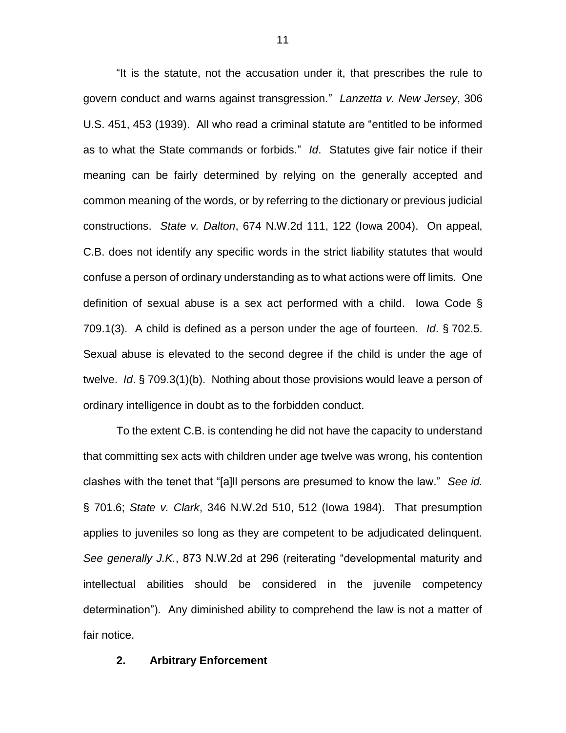"It is the statute, not the accusation under it, that prescribes the rule to govern conduct and warns against transgression." *Lanzetta v. New Jersey*, 306 U.S. 451, 453 (1939). All who read a criminal statute are "entitled to be informed as to what the State commands or forbids." *Id*. Statutes give fair notice if their meaning can be fairly determined by relying on the generally accepted and common meaning of the words, or by referring to the dictionary or previous judicial constructions. *State v. Dalton*, 674 N.W.2d 111, 122 (Iowa 2004). On appeal, C.B. does not identify any specific words in the strict liability statutes that would confuse a person of ordinary understanding as to what actions were off limits. One definition of sexual abuse is a sex act performed with a child. Iowa Code § 709.1(3). A child is defined as a person under the age of fourteen. *Id*. § 702.5. Sexual abuse is elevated to the second degree if the child is under the age of twelve. *Id*. § 709.3(1)(b). Nothing about those provisions would leave a person of ordinary intelligence in doubt as to the forbidden conduct.

To the extent C.B. is contending he did not have the capacity to understand that committing sex acts with children under age twelve was wrong, his contention clashes with the tenet that "[a]ll persons are presumed to know the law." *See id.* § 701.6; *State v. Clark*, 346 N.W.2d 510, 512 (Iowa 1984). That presumption applies to juveniles so long as they are competent to be adjudicated delinquent. *See generally J.K.*, 873 N.W.2d at 296 (reiterating "developmental maturity and intellectual abilities should be considered in the juvenile competency determination"). Any diminished ability to comprehend the law is not a matter of fair notice.

**2. Arbitrary Enforcement**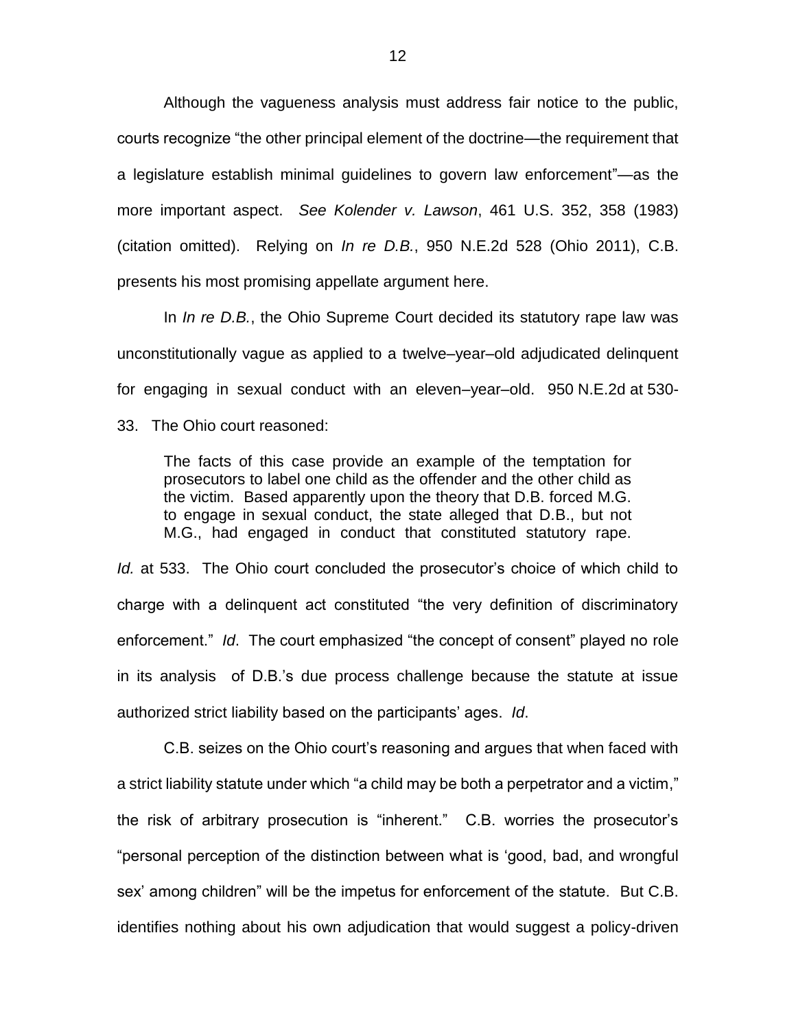Although the vagueness analysis must address fair notice to the public, courts recognize "the other principal element of the doctrine—the requirement that a legislature establish minimal guidelines to govern law enforcement"—as the more important aspect. *See Kolender v. Lawson*, 461 U.S. 352, 358 (1983) (citation omitted). Relying on *In re D.B.*, 950 N.E.2d 528 (Ohio 2011), C.B. presents his most promising appellate argument here.

In *In re D.B.*, the Ohio Supreme Court decided its statutory rape law was unconstitutionally vague as applied to a twelve–year–old adjudicated delinquent for engaging in sexual conduct with an eleven–year–old. 950 N.E.2d at 530-33. The Ohio court reasoned:

> The facts of this case provide an example of the temptation for prosecutors to label one child as the offender and the other child as the victim. Based apparently upon the theory that D.B. forced M.G. to engage in sexual conduct, the state alleged that D.B., but not M.G., had engaged in conduct that constituted statutory rape.

*Id.* at 533. The Ohio court concluded the prosecutor's choice of which child to charge with a delinquent act constituted "the very definition of discriminatory enforcement." *Id*. The court emphasized "the concept of consent" played no role in its analysis of D.B.'s due process challenge because the statute at issue authorized strict liability based on the participants' ages. *Id*.

C.B. seizes on the Ohio court's reasoning and argues that when faced with a strict liability statute under which "a child may be both a perpetrator and a victim," the risk of arbitrary prosecution is "inherent." C.B. worries the prosecutor's "personal perception of the distinction between what is 'good, bad, and wrongful sex' among children" will be the impetus for enforcement of the statute. But C.B. identifies nothing about his own adjudication that would suggest a policy-driven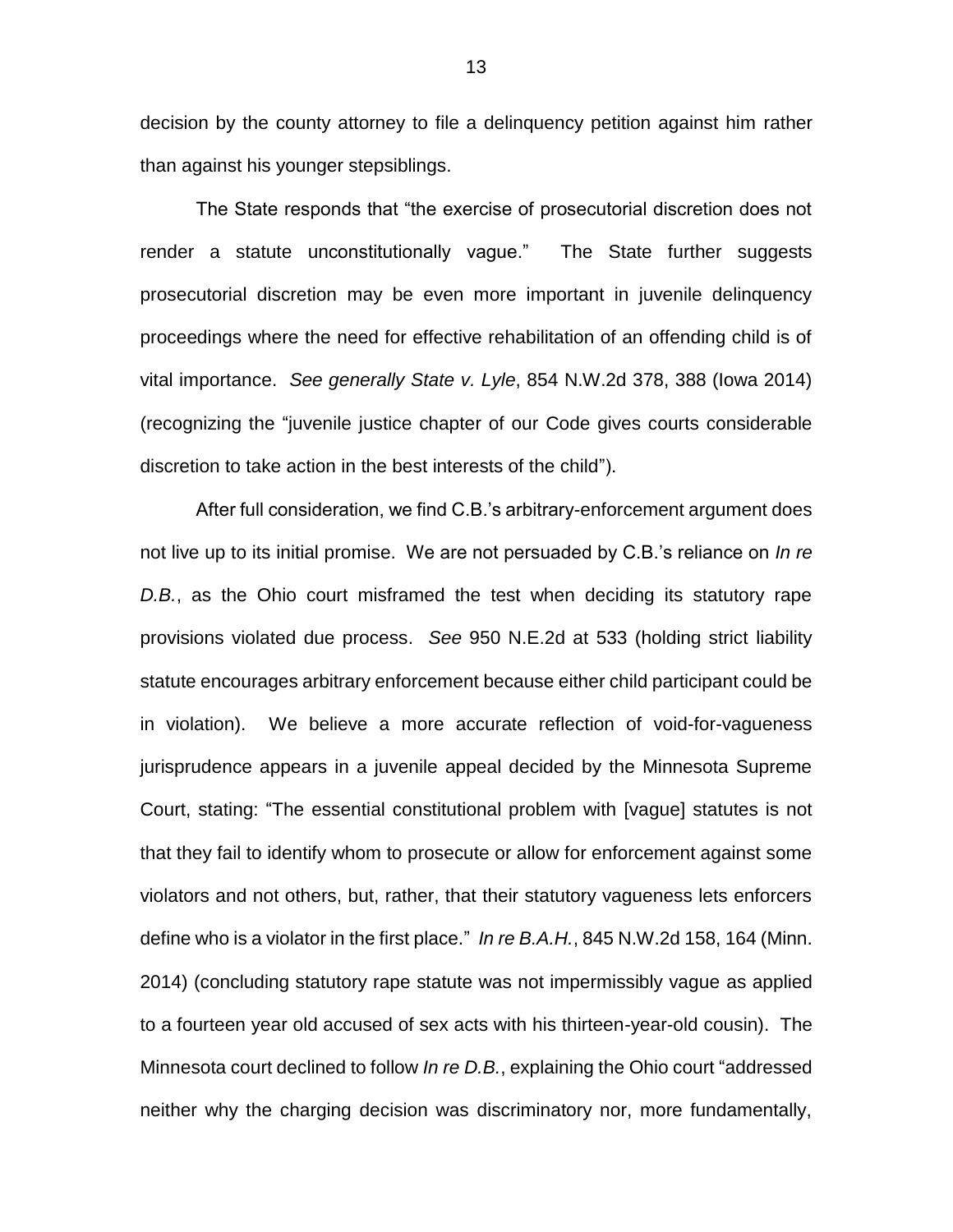decision by the county attorney to file a delinquency petition against him rather than against his younger stepsiblings.

The State responds that "the exercise of prosecutorial discretion does not render a statute unconstitutionally vague." The State further suggests prosecutorial discretion may be even more important in juvenile delinquency proceedings where the need for effective rehabilitation of an offending child is of vital importance. *See generally State v. Lyle*, 854 N.W.2d 378, 388 (Iowa 2014) (recognizing the "juvenile justice chapter of our Code gives courts considerable discretion to take action in the best interests of the child").

After full consideration, we find C.B.'s arbitrary-enforcement argument does not live up to its initial promise. We are not persuaded by C.B.'s reliance on *In re D.B.*, as the Ohio court misframed the test when deciding its statutory rape provisions violated due process. *See* 950 N.E.2d at 533 (holding strict liability statute encourages arbitrary enforcement because either child participant could be in violation). We believe a more accurate reflection of void-for-vagueness jurisprudence appears in a juvenile appeal decided by the Minnesota Supreme Court, stating: "The essential constitutional problem with [vague] statutes is not that they fail to identify whom to prosecute or allow for enforcement against some violators and not others, but, rather, that their statutory vagueness lets enforcers define who is a violator in the first place." *In re B.A.H.*, 845 N.W.2d 158, 164 (Minn. 2014) (concluding statutory rape statute was not impermissibly vague as applied to a fourteen year old accused of sex acts with his thirteen-year-old cousin). The Minnesota court declined to follow *In re D.B.*, explaining the Ohio court "addressed neither why the charging decision was discriminatory nor, more fundamentally,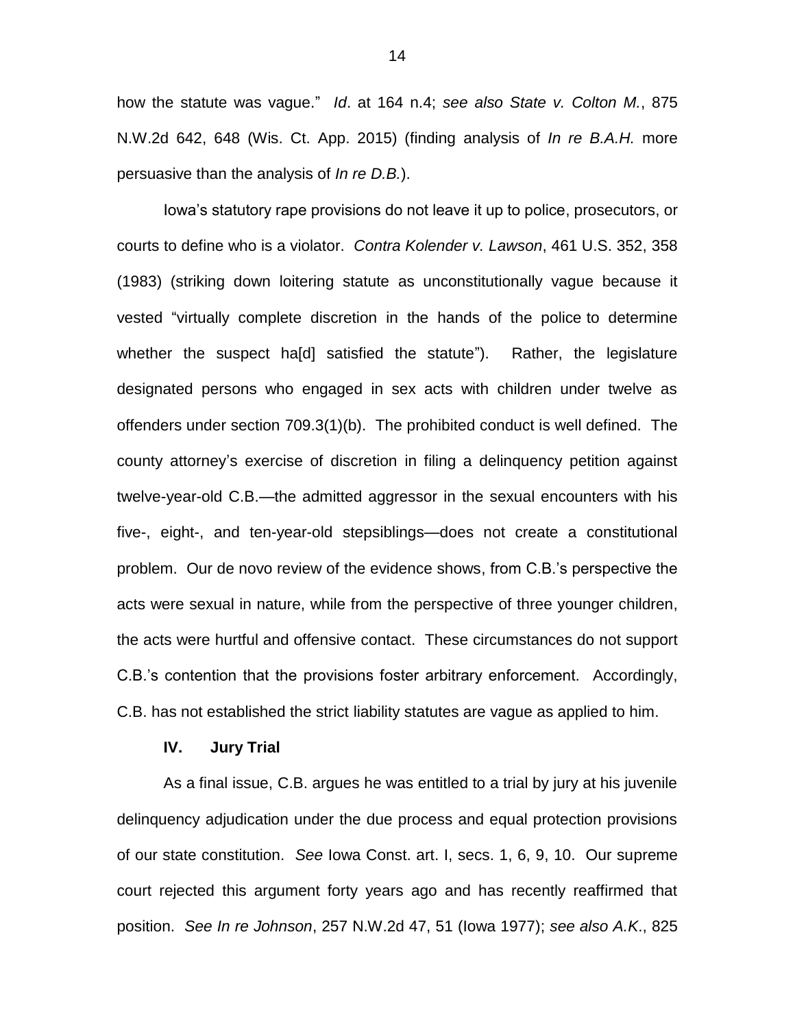how the statute was vague." *Id*. at 164 n.4; *see also State v. Colton M.*, 875 N.W.2d 642, 648 (Wis. Ct. App. 2015) (finding analysis of *In re B.A.H.* more persuasive than the analysis of *In re D.B.*).

Iowa's statutory rape provisions do not leave it up to police, prosecutors, or courts to define who is a violator. *Contra Kolender v. Lawson*, 461 U.S. 352, 358 (1983) (striking down loitering statute as unconstitutionally vague because it vested "virtually complete discretion in the hands of the police to determine whether the suspect ha[d] satisfied the statute"). Rather, the legislature designated persons who engaged in sex acts with children under twelve as offenders under section 709.3(1)(b). The prohibited conduct is well defined. The county attorney's exercise of discretion in filing a delinquency petition against twelve-year-old C.B.—the admitted aggressor in the sexual encounters with his five-, eight-, and ten-year-old stepsiblings—does not create a constitutional problem. Our de novo review of the evidence shows, from C.B.'s perspective the acts were sexual in nature, while from the perspective of three younger children, the acts were hurtful and offensive contact. These circumstances do not support C.B.'s contention that the provisions foster arbitrary enforcement. Accordingly, C.B. has not established the strict liability statutes are vague as applied to him.

## IV. Jury Trial

As a final issue, C.B. argues he was entitled to a trial by jury at his juvenile delinquency adjudication under the due process and equal protection provisions of our state constitution. *See* Iowa Const. art. I, secs. 1, 6, 9, 10. Our supreme court rejected this argument forty years ago and has recently reaffirmed that position. *See In re Johnson*, 257 N.W.2d 47, 51 (Iowa 1977); *see also A.K.*, 825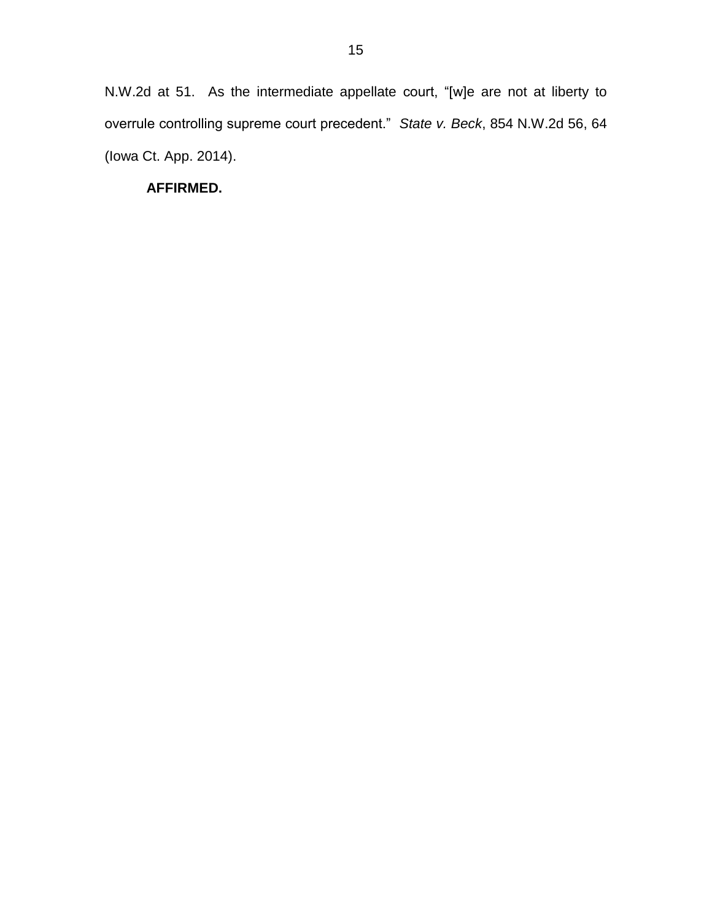N.W.2d at 51. As the intermediate appellate court, "[w]e are not at liberty to overrule controlling supreme court precedent." *State v. Beck*, 854 N.W.2d 56, 64 (Iowa Ct. App. 2014).

**AFFIRMED.**